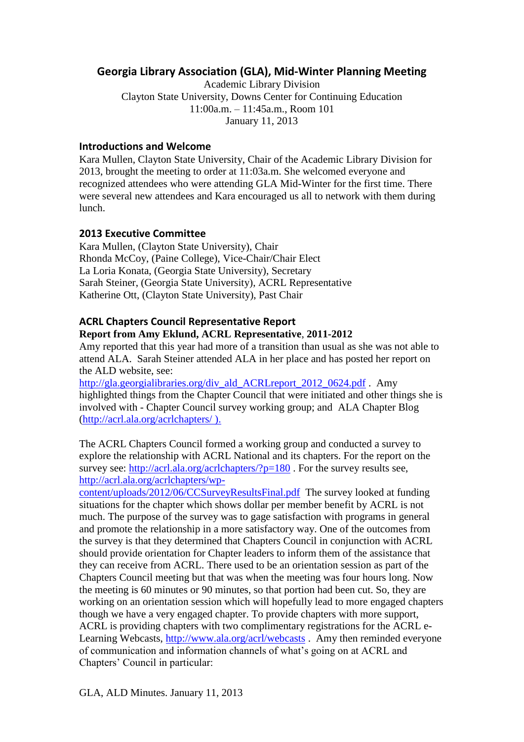# Georgia Library Association (GLA), Mid-Winter Planning Meeting

Academic Library Division
Clayton State University, Downs Center for Continuing Education
11:00a.m. – 11:45a.m., Room 101
January 11, 2013

## Introductions and Welcome

Kara Mullen, Clayton State University, Chair of the Academic Library Division for 2013, brought the meeting to order at 11:03a.m. She welcomed everyone and recognized attendees who were attending GLA Mid-Winter for the first time. There were several new attendees and Kara encouraged us all to network with them during lunch.

## 2013 Executive Committee

Kara Mullen, (Clayton State University), Chair
Rhonda McCoy, (Paine College), Vice-Chair/Chair Elect
La Loria Konata, (Georgia State University), Secretary
Sarah Steiner, (Georgia State University), ACRL Representative
Katherine Ott, (Clayton State University), Past Chair

## ACRL Chapters Council Representative Report

**Report from Amy Eklund, ACRL Representative, 2011-2012**

Amy reported that this year had more of a transition than usual as she was not able to attend ALA. Sarah Steiner attended ALA in her place and has posted her report on the ALD website, see: http://gla.georgialibraries.org/div_ald_ACRLreport_2012_0624.pdf . Amy highlighted things from the Chapter Council that were initiated and other things she is involved with - Chapter Council survey working group; and ALA Chapter Blog (http://acrl.ala.org/acrlchapters/ ).

The ACRL Chapters Council formed a working group and conducted a survey to explore the relationship with ACRL National and its chapters. For the report on the survey see: http://acrl.ala.org/acrlchapters/?p=180 . For the survey results see, http://acrl.ala.org/acrlchapters/wp-content/uploads/2012/06/CCSurveyResultsFinal.pdf The survey looked at funding situations for the chapter which shows dollar per member benefit by ACRL is not much. The purpose of the survey was to gage satisfaction with programs in general and promote the relationship in a more satisfactory way. One of the outcomes from the survey is that they determined that Chapters Council in conjunction with ACRL should provide orientation for Chapter leaders to inform them of the assistance that they can receive from ACRL. There used to be an orientation session as part of the Chapters Council meeting but that was when the meeting was four hours long. Now the meeting is 60 minutes or 90 minutes, so that portion had been cut. So, they are working on an orientation session which will hopefully lead to more engaged chapters though we have a very engaged chapter. To provide chapters with more support, ACRL is providing chapters with two complimentary registrations for the ACRL e-Learning Webcasts, http://www.ala.org/acrl/webcasts . Amy then reminded everyone of communication and information channels of what's going on at ACRL and Chapters' Council in particular: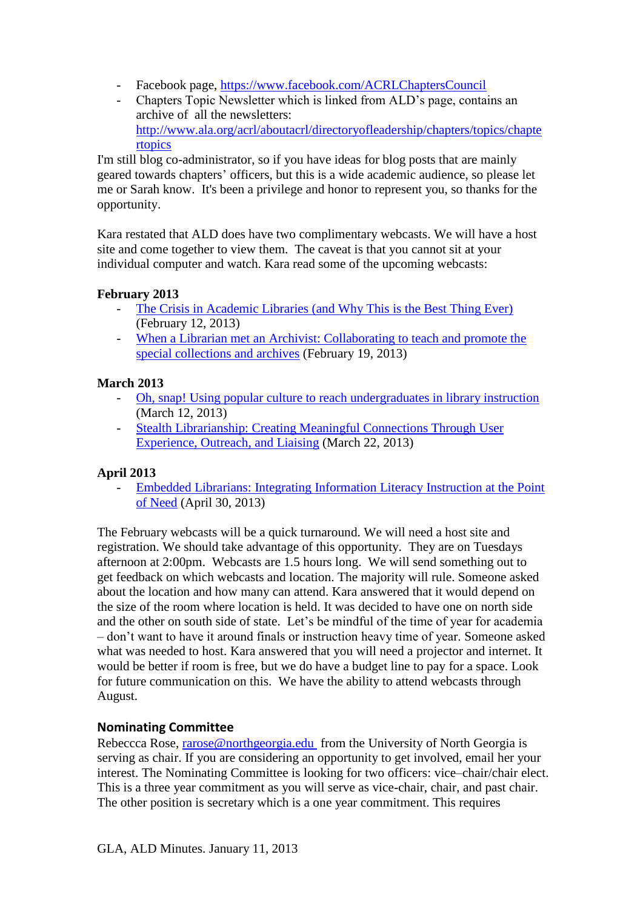- Facebook page, https://www.facebook.com/ACRLChaptersCouncil
- Chapters Topic Newsletter which is linked from ALD's page, contains an archive of all the newsletters: http://www.ala.org/acrl/aboutacrl/directoryofleadership/chapters/topics/chaptertopics

I'm still blog co-administrator, so if you have ideas for blog posts that are mainly geared towards chapters' officers, but this is a wide academic audience, so please let me or Sarah know. It's been a privilege and honor to represent you, so thanks for the opportunity.

Kara restated that ALD does have two complimentary webcasts. We will have a host site and come together to view them. The caveat is that you cannot sit at your individual computer and watch. Kara read some of the upcoming webcasts:

**February 2013**

- The Crisis in Academic Libraries (and Why This is the Best Thing Ever) (February 12, 2013)
- When a Librarian met an Archivist: Collaborating to teach and promote the special collections and archives (February 19, 2013)

**March 2013**

- Oh, snap! Using popular culture to reach undergraduates in library instruction (March 12, 2013)
- Stealth Librarianship: Creating Meaningful Connections Through User Experience, Outreach, and Liaising (March 22, 2013)

**April 2013**

- Embedded Librarians: Integrating Information Literacy Instruction at the Point of Need (April 30, 2013)

The February webcasts will be a quick turnaround. We will need a host site and registration. We should take advantage of this opportunity. They are on Tuesdays afternoon at 2:00pm. Webcasts are 1.5 hours long. We will send something out to get feedback on which webcasts and location. The majority will rule. Someone asked about the location and how many can attend. Kara answered that it would depend on the size of the room where location is held. It was decided to have one on north side and the other on south side of state. Let's be mindful of the time of year for academia – don't want to have it around finals or instruction heavy time of year. Someone asked what was needed to host. Kara answered that you will need a projector and internet. It would be better if room is free, but we do have a budget line to pay for a space. Look for future communication on this. We have the ability to attend webcasts through August.

### Nominating Committee

Rebeccca Rose, rarose@northgeorgia.edu from the University of North Georgia is serving as chair. If you are considering an opportunity to get involved, email her your interest. The Nominating Committee is looking for two officers: vice–chair/chair elect. This is a three year commitment as you will serve as vice-chair, chair, and past chair. The other position is secretary which is a one year commitment. This requires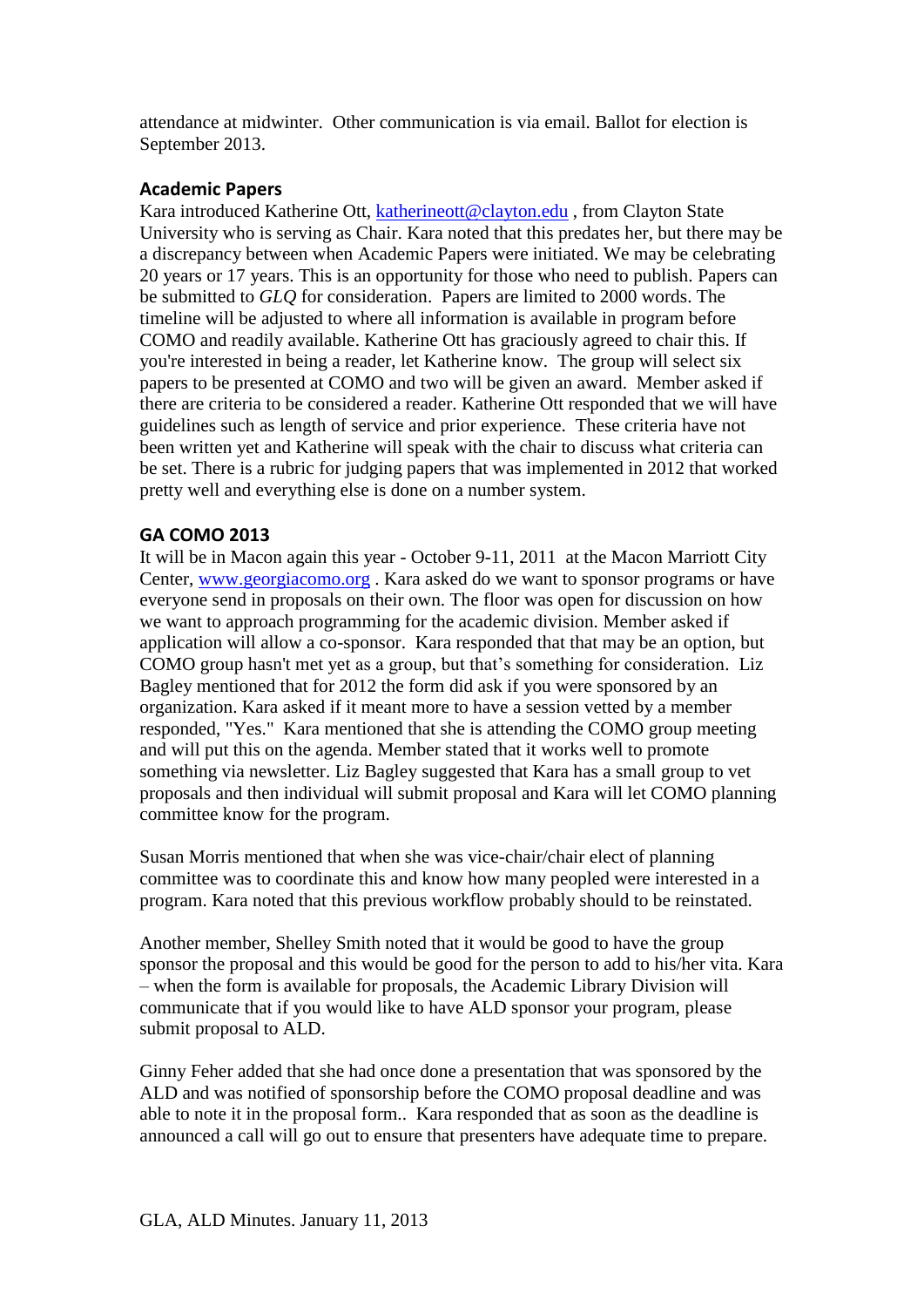attendance at midwinter. Other communication is via email. Ballot for election is September 2013.

### Academic Papers

Kara introduced Katherine Ott, katherineott@clayton.edu , from Clayton State University who is serving as Chair. Kara noted that this predates her, but there may be a discrepancy between when Academic Papers were initiated. We may be celebrating 20 years or 17 years. This is an opportunity for those who need to publish. Papers can be submitted to *GLQ* for consideration. Papers are limited to 2000 words. The timeline will be adjusted to where all information is available in program before COMO and readily available. Katherine Ott has graciously agreed to chair this. If you're interested in being a reader, let Katherine know. The group will select six papers to be presented at COMO and two will be given an award. Member asked if there are criteria to be considered a reader. Katherine Ott responded that we will have guidelines such as length of service and prior experience. These criteria have not been written yet and Katherine will speak with the chair to discuss what criteria can be set. There is a rubric for judging papers that was implemented in 2012 that worked pretty well and everything else is done on a number system.

### GA COMO 2013

It will be in Macon again this year - October 9-11, 2011 at the Macon Marriott City Center, www.georgiacomo.org . Kara asked do we want to sponsor programs or have everyone send in proposals on their own. The floor was open for discussion on how we want to approach programming for the academic division. Member asked if application will allow a co-sponsor. Kara responded that that may be an option, but COMO group hasn't met yet as a group, but that's something for consideration. Liz Bagley mentioned that for 2012 the form did ask if you were sponsored by an organization. Kara asked if it meant more to have a session vetted by a member responded, "Yes." Kara mentioned that she is attending the COMO group meeting and will put this on the agenda. Member stated that it works well to promote something via newsletter. Liz Bagley suggested that Kara has a small group to vet proposals and then individual will submit proposal and Kara will let COMO planning committee know for the program.

Susan Morris mentioned that when she was vice-chair/chair elect of planning committee was to coordinate this and know how many peopled were interested in a program. Kara noted that this previous workflow probably should to be reinstated.

Another member, Shelley Smith noted that it would be good to have the group sponsor the proposal and this would be good for the person to add to his/her vita. Kara – when the form is available for proposals, the Academic Library Division will communicate that if you would like to have ALD sponsor your program, please submit proposal to ALD.

Ginny Feher added that she had once done a presentation that was sponsored by the ALD and was notified of sponsorship before the COMO proposal deadline and was able to note it in the proposal form.. Kara responded that as soon as the deadline is announced a call will go out to ensure that presenters have adequate time to prepare.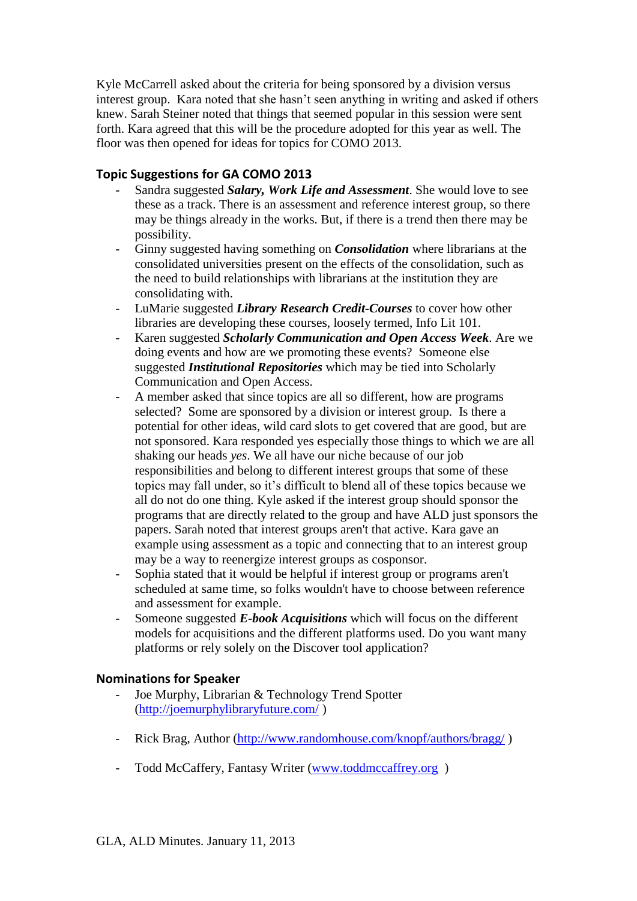Kyle McCarrell asked about the criteria for being sponsored by a division versus interest group. Kara noted that she hasn't seen anything in writing and asked if others knew. Sarah Steiner noted that things that seemed popular in this session were sent forth. Kara agreed that this will be the procedure adopted for this year as well. The floor was then opened for ideas for topics for COMO 2013.

### Topic Suggestions for GA COMO 2013

- Sandra suggested ***Salary, Work Life and Assessment***. She would love to see these as a track. There is an assessment and reference interest group, so there may be things already in the works. But, if there is a trend then there may be possibility.
- Ginny suggested having something on ***Consolidation*** where librarians at the consolidated universities present on the effects of the consolidation, such as the need to build relationships with librarians at the institution they are consolidating with.
- LuMarie suggested ***Library Research Credit-Courses*** to cover how other libraries are developing these courses, loosely termed, Info Lit 101.
- Karen suggested ***Scholarly Communication and Open Access Week***. Are we doing events and how are we promoting these events? Someone else suggested ***Institutional Repositories*** which may be tied into Scholarly Communication and Open Access.
- A member asked that since topics are all so different, how are programs selected? Some are sponsored by a division or interest group. Is there a potential for other ideas, wild card slots to get covered that are good, but are not sponsored. Kara responded yes especially those things to which we are all shaking our heads *yes*. We all have our niche because of our job responsibilities and belong to different interest groups that some of these topics may fall under, so it's difficult to blend all of these topics because we all do not do one thing. Kyle asked if the interest group should sponsor the programs that are directly related to the group and have ALD just sponsors the papers. Sarah noted that interest groups aren't that active. Kara gave an example using assessment as a topic and connecting that to an interest group may be a way to reenergize interest groups as cosponsor.
- Sophia stated that it would be helpful if interest group or programs aren't scheduled at same time, so folks wouldn't have to choose between reference and assessment for example.
- Someone suggested ***E-book Acquisitions*** which will focus on the different models for acquisitions and the different platforms used. Do you want many platforms or rely solely on the Discover tool application?

### Nominations for Speaker

- Joe Murphy, Librarian & Technology Trend Spotter (http://joemurphylibraryfuture.com/ )
- Rick Brag, Author (http://www.randomhouse.com/knopf/authors/bragg/ )
- Todd McCaffery, Fantasy Writer (www.toddmccaffrey.org )

GLA, ALD Minutes. January 11, 2013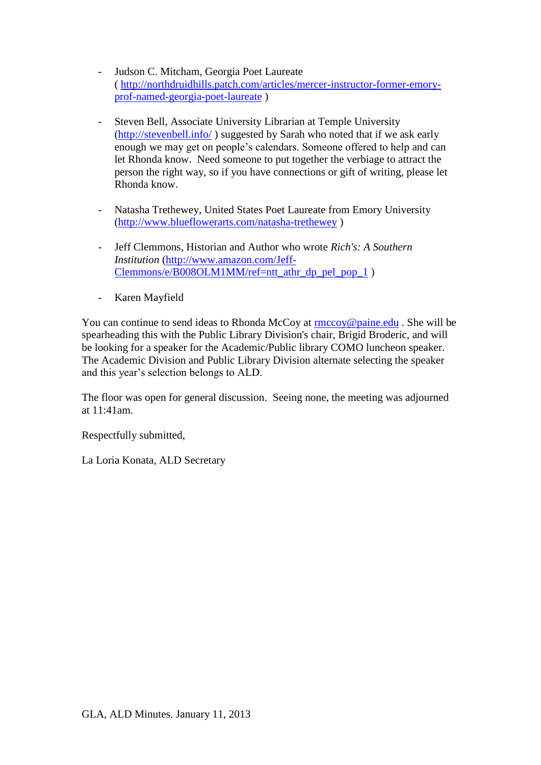- Judson C. Mitcham, Georgia Poet Laureate ( http://northdruidhills.patch.com/articles/mercer-instructor-former-emory-prof-named-georgia-poet-laureate )

- Steven Bell, Associate University Librarian at Temple University (http://stevenbell.info/ ) suggested by Sarah who noted that if we ask early enough we may get on people's calendars. Someone offered to help and can let Rhonda know.  Need someone to put together the verbiage to attract the person the right way, so if you have connections or gift of writing, please let Rhonda know.

- Natasha Trethewey, United States Poet Laureate from Emory University (http://www.bluefl owerarts.com/natasha-trethewey )

- Jeff Clemmons, Historian and Author who wrote *Rich's: A Southern Institution* (http://www.amazon.com/Jeff-Clemmons/e/B008OLM1MM/ref=ntt_athr_dp_pel_pop_1 )

- Karen Mayfield

You can continue to send ideas to Rhonda McCoy at rmccoy@paine.edu . She will be spearheading this with the Public Library Division's chair, Brigid Broderic, and will be looking for a speaker for the Academic/Public library COMO luncheon speaker. The Academic Division and Public Library Division alternate selecting the speaker and this year's selection belongs to ALD.

The floor was open for general discussion.  Seeing none, the meeting was adjourned at 11:41am.

Respectfully submitted,

La Loria Konata, ALD Secretary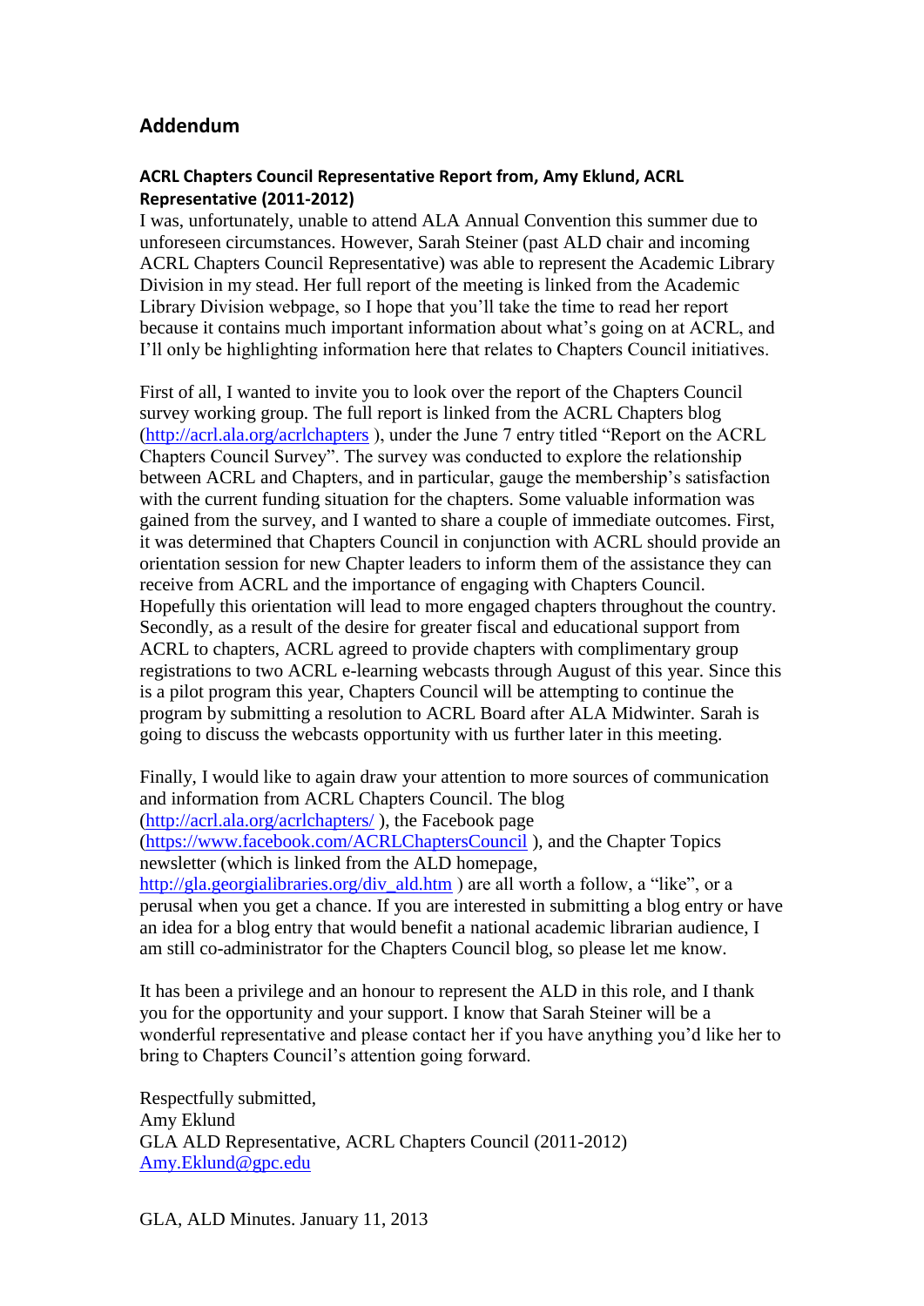## Addendum

### ACRL Chapters Council Representative Report from, Amy Eklund, ACRL Representative (2011-2012)

I was, unfortunately, unable to attend ALA Annual Convention this summer due to unforeseen circumstances. However, Sarah Steiner (past ALD chair and incoming ACRL Chapters Council Representative) was able to represent the Academic Library Division in my stead. Her full report of the meeting is linked from the Academic Library Division webpage, so I hope that you'll take the time to read her report because it contains much important information about what's going on at ACRL, and I'll only be highlighting information here that relates to Chapters Council initiatives.

First of all, I wanted to invite you to look over the report of the Chapters Council survey working group. The full report is linked from the ACRL Chapters blog (http://acrl.ala.org/acrlchapters ), under the June 7 entry titled "Report on the ACRL Chapters Council Survey". The survey was conducted to explore the relationship between ACRL and Chapters, and in particular, gauge the membership's satisfaction with the current funding situation for the chapters. Some valuable information was gained from the survey, and I wanted to share a couple of immediate outcomes. First, it was determined that Chapters Council in conjunction with ACRL should provide an orientation session for new Chapter leaders to inform them of the assistance they can receive from ACRL and the importance of engaging with Chapters Council. Hopefully this orientation will lead to more engaged chapters throughout the country. Secondly, as a result of the desire for greater fiscal and educational support from ACRL to chapters, ACRL agreed to provide chapters with complimentary group registrations to two ACRL e-learning webcasts through August of this year. Since this is a pilot program this year, Chapters Council will be attempting to continue the program by submitting a resolution to ACRL Board after ALA Midwinter. Sarah is going to discuss the webcasts opportunity with us further later in this meeting.

Finally, I would like to again draw your attention to more sources of communication and information from ACRL Chapters Council. The blog (http://acrl.ala.org/acrlchapters/ ), the Facebook page (https://www.facebook.com/ACRLChaptersCouncil ), and the Chapter Topics newsletter (which is linked from the ALD homepage, http://gla.georgialibraries.org/div_ald.htm ) are all worth a follow, a "like", or a perusal when you get a chance. If you are interested in submitting a blog entry or have an idea for a blog entry that would benefit a national academic librarian audience, I am still co-administrator for the Chapters Council blog, so please let me know.

It has been a privilege and an honour to represent the ALD in this role, and I thank you for the opportunity and your support. I know that Sarah Steiner will be a wonderful representative and please contact her if you have anything you'd like her to bring to Chapters Council's attention going forward.

Respectfully submitted,
Amy Eklund
GLA ALD Representative, ACRL Chapters Council (2011-2012)
Amy.Eklund@gpc.edu